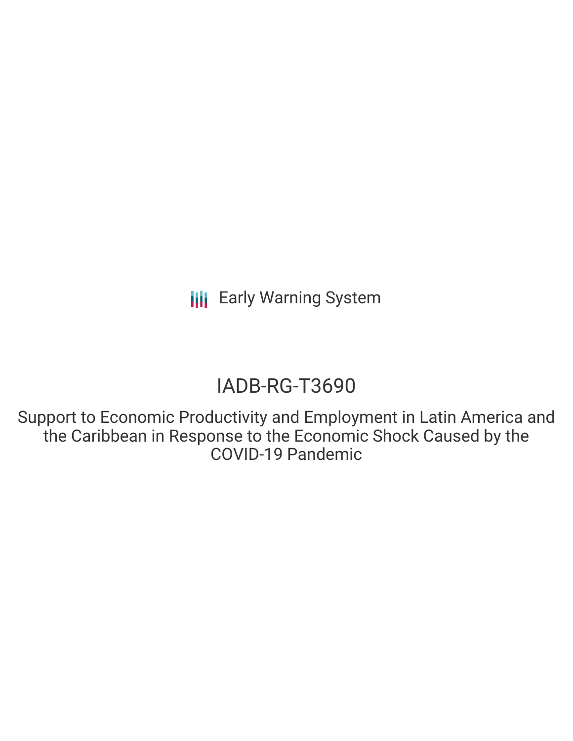Early Warning System

# IADB-RG-T3690

## Support to Economic Productivity and Employment in Latin America and the Caribbean in Response to the Economic Shock Caused by the COVID-19 Pandemic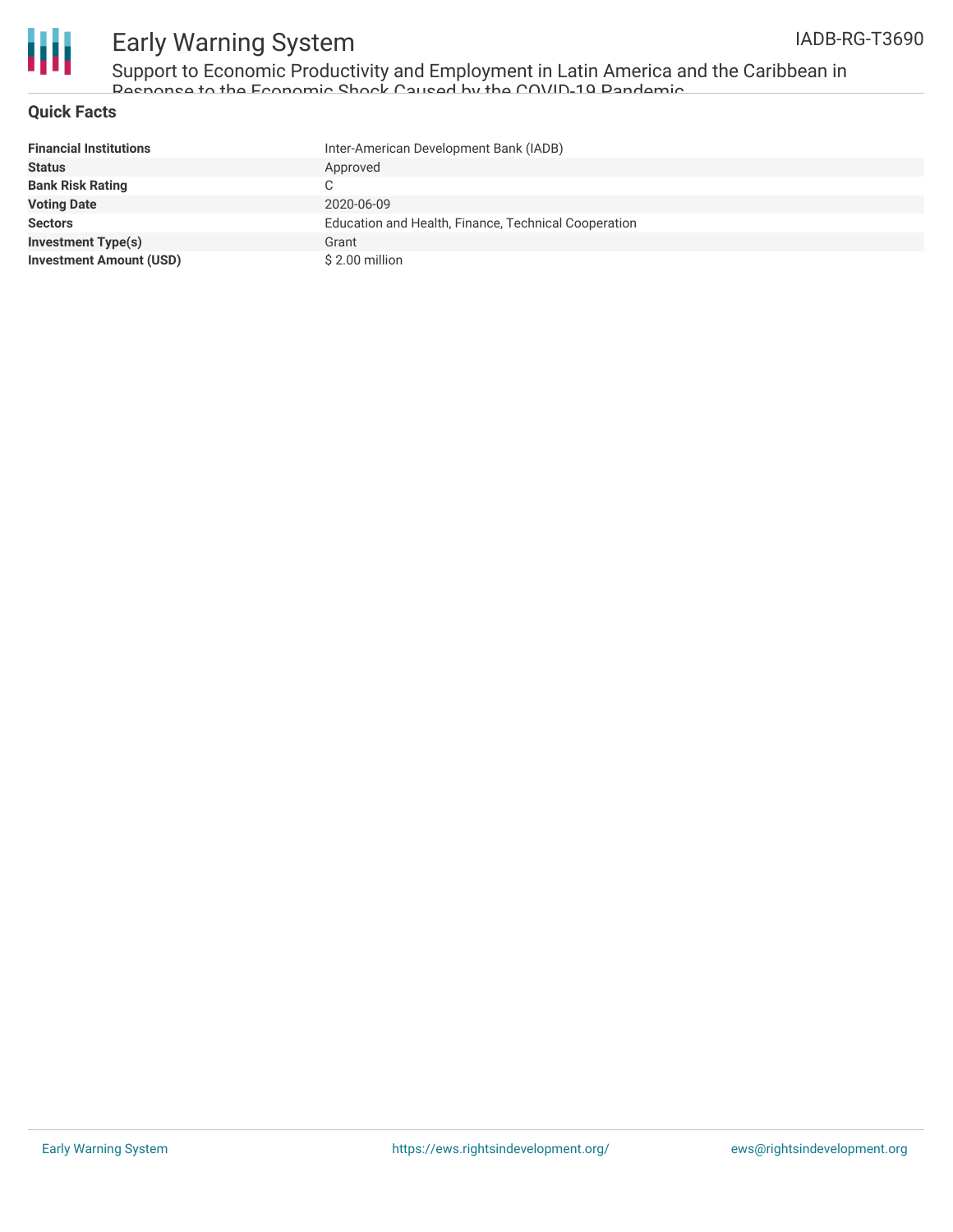## Quick Facts

| Financial Institutions | Inter-American Development Bank (IADB) |
| --- | --- |
| Status | Approved |
| Bank Risk Rating | C |
| Voting Date | 2020-06-09 |
| Sectors | Education and Health, Finance, Technical Cooperation |
| Investment Type(s) | Grant |
| Investment Amount (USD) | $ 2.00 million |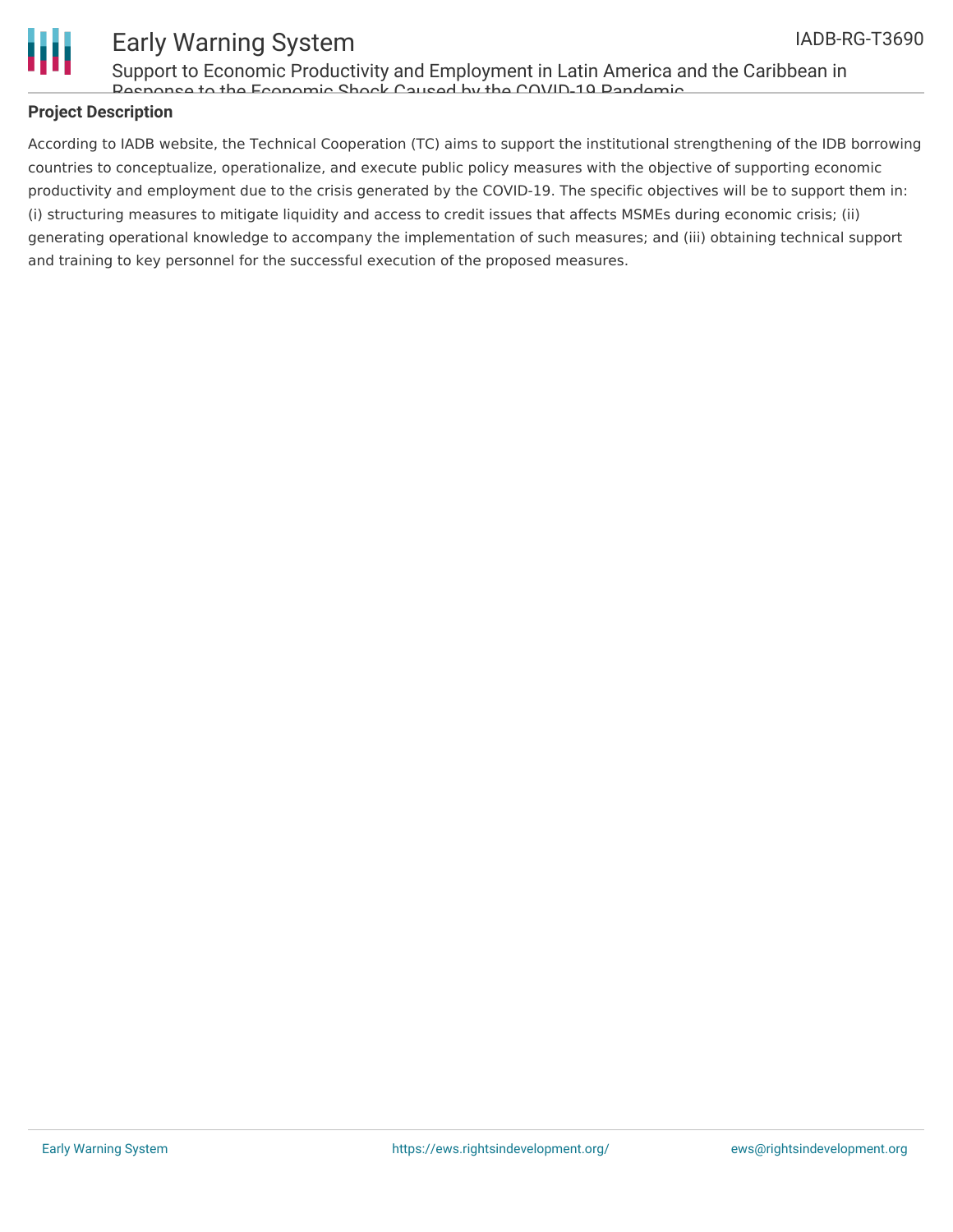## Project Description

According to IADB website, the Technical Cooperation (TC) aims to support the institutional strengthening of the IDB borrowing countries to conceptualize, operationalize, and execute public policy measures with the objective of supporting economic productivity and employment due to the crisis generated by the COVID-19. The specific objectives will be to support them in: (i) structuring measures to mitigate liquidity and access to credit issues that affects MSMEs during economic crisis; (ii) generating operational knowledge to accompany the implementation of such measures; and (iii) obtaining technical support and training to key personnel for the successful execution of the proposed measures.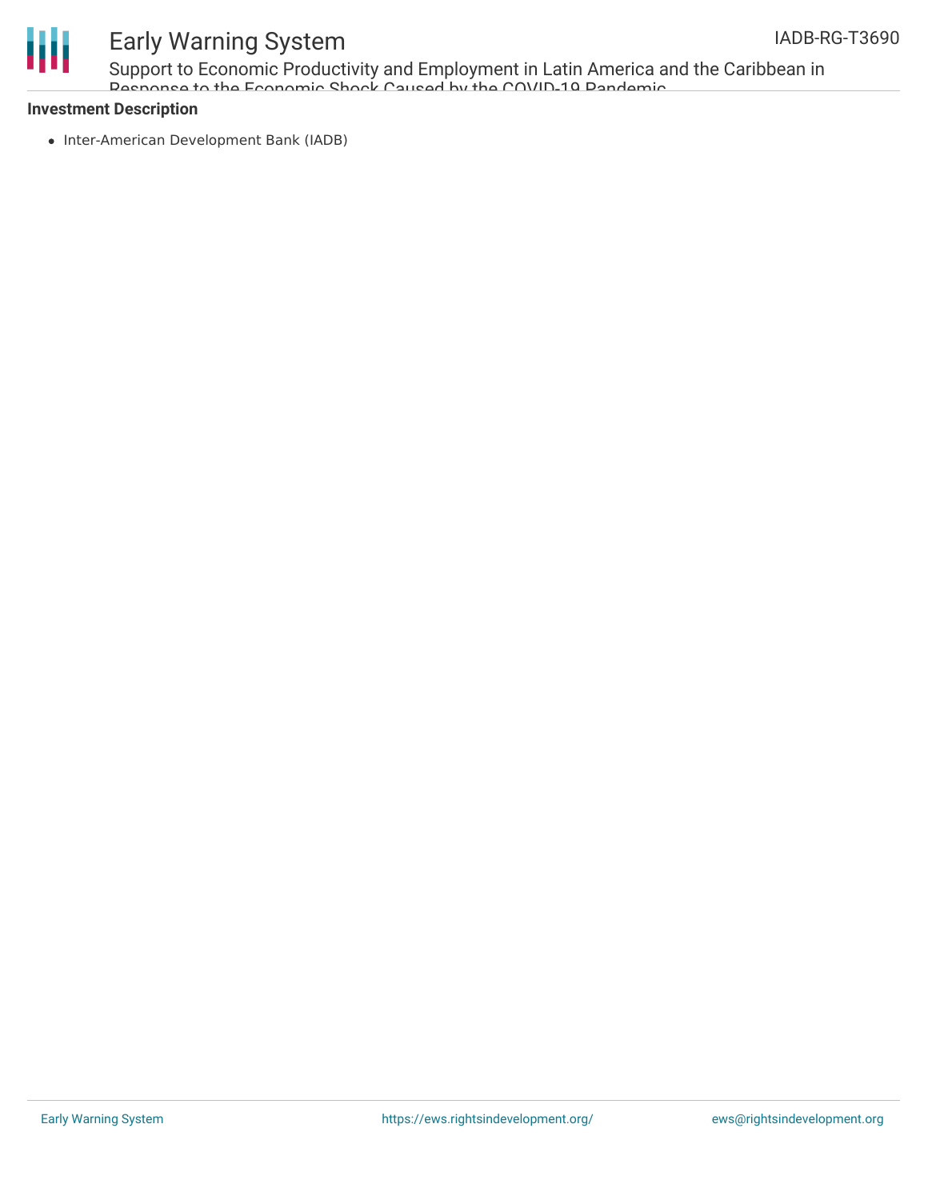**Investment Description**

- Inter-American Development Bank (IADB)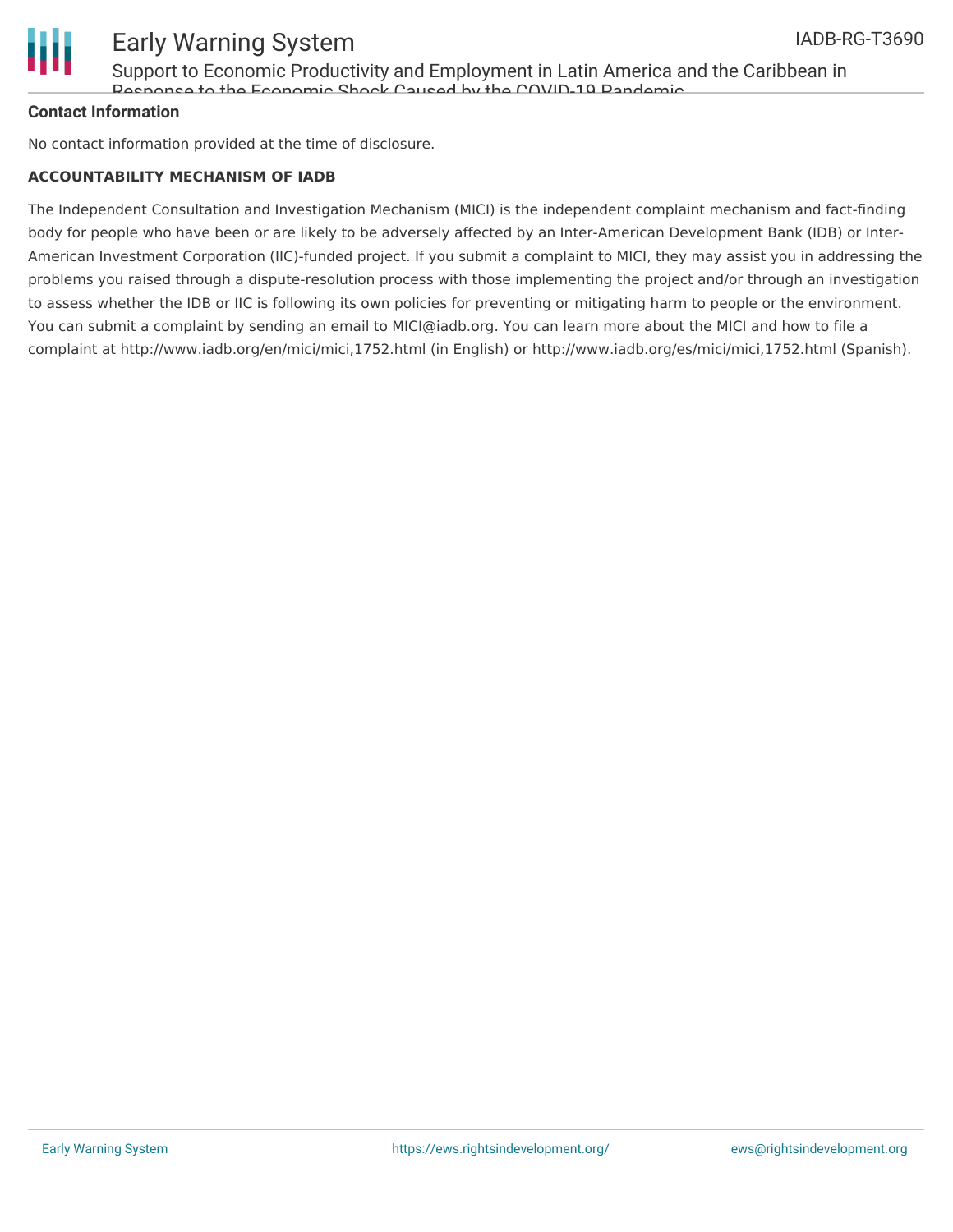**Contact Information**

No contact information provided at the time of disclosure.

**ACCOUNTABILITY MECHANISM OF IADB**

The Independent Consultation and Investigation Mechanism (MICI) is the independent complaint mechanism and fact-finding body for people who have been or are likely to be adversely affected by an Inter-American Development Bank (IDB) or Inter-American Investment Corporation (IIC)-funded project. If you submit a complaint to MICI, they may assist you in addressing the problems you raised through a dispute-resolution process with those implementing the project and/or through an investigation to assess whether the IDB or IIC is following its own policies for preventing or mitigating harm to people or the environment. You can submit a complaint by sending an email to MICI@iadb.org. You can learn more about the MICI and how to file a complaint at http://www.iadb.org/en/mici/mici,1752.html (in English) or http://www.iadb.org/es/mici/mici,1752.html (Spanish).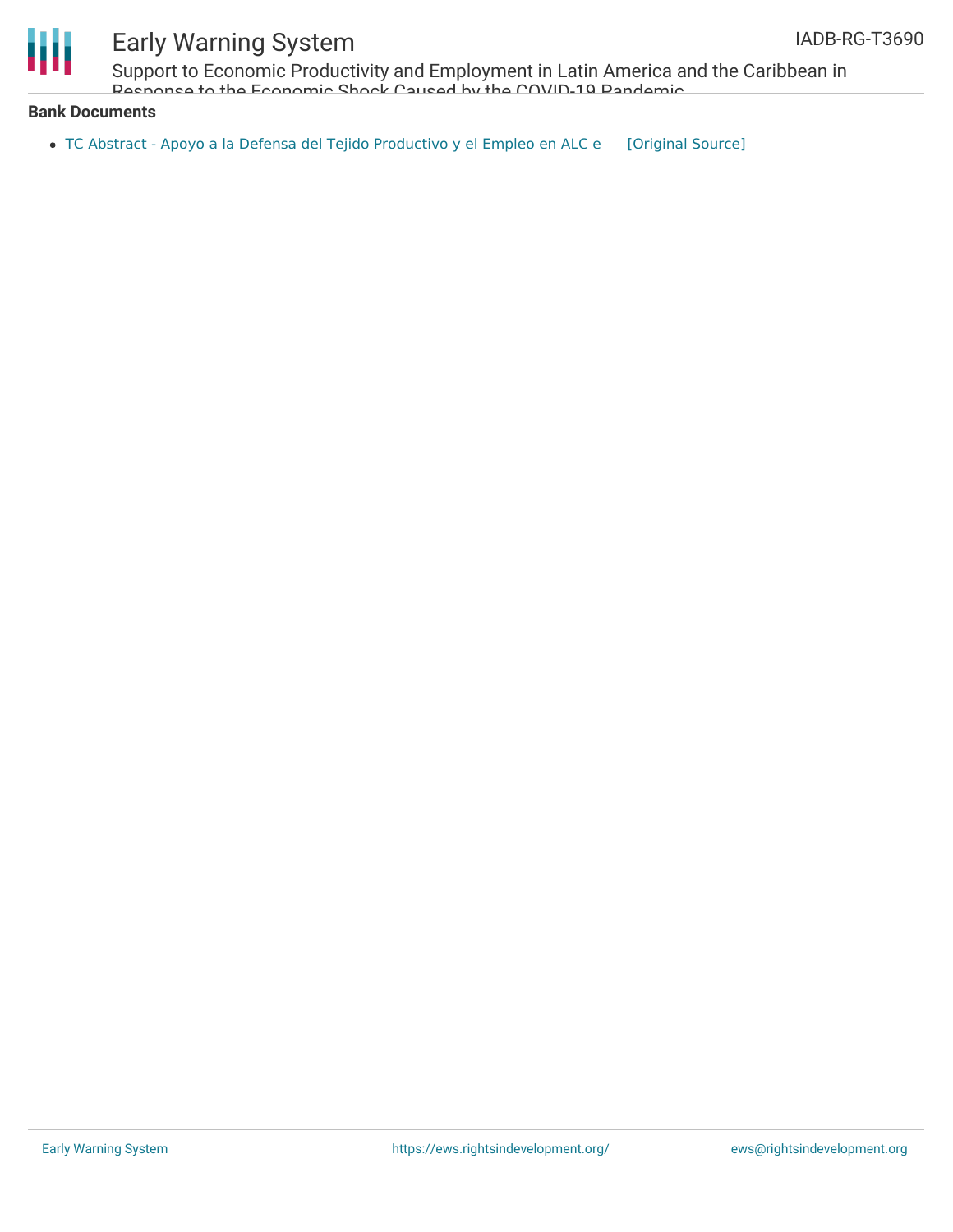**Bank Documents**

- TC Abstract - Apoyo a la Defensa del Tejido Productivo y el Empleo en ALC e [Original Source]